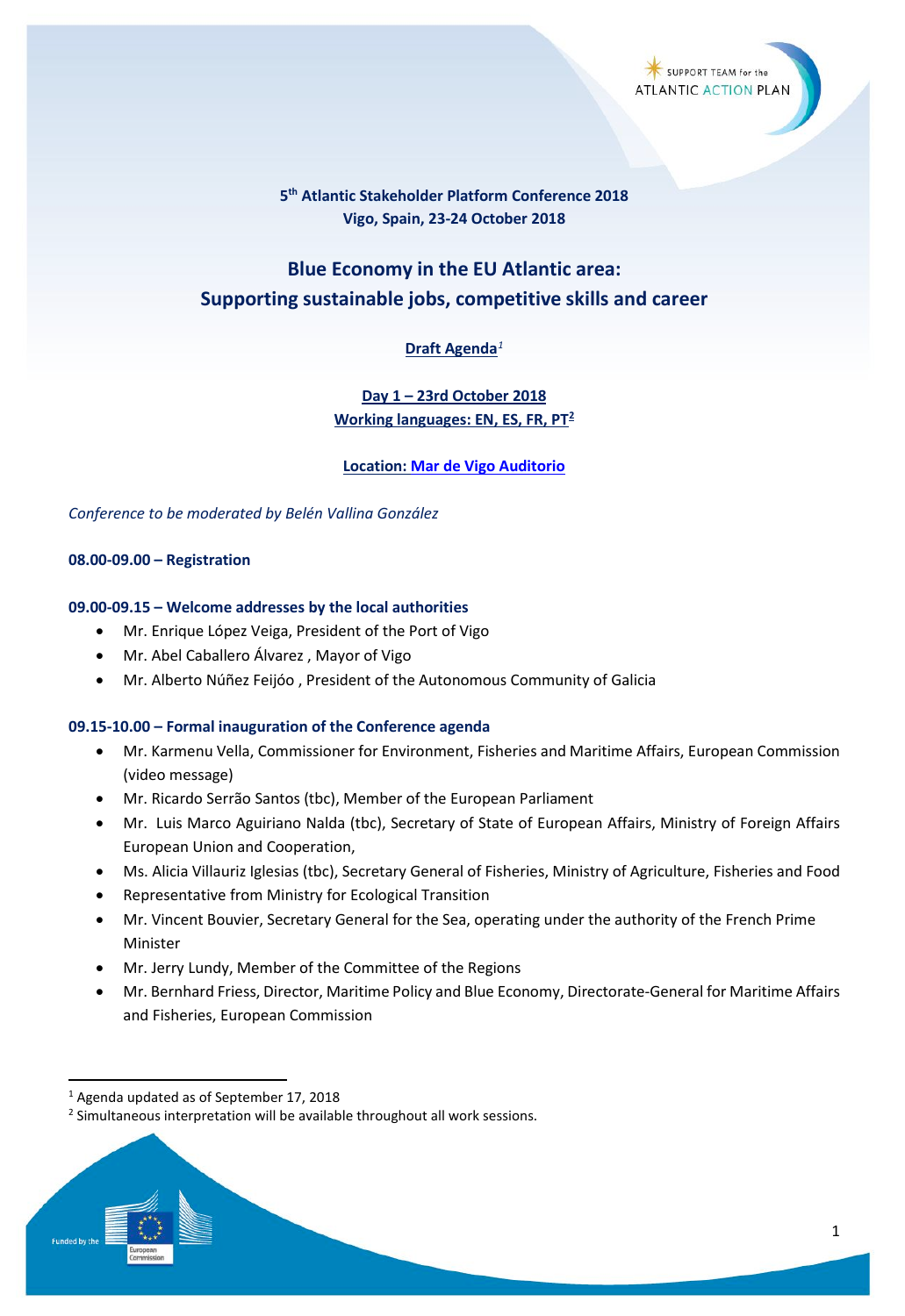**5th Atlantic Stakeholder Platform Conference 2018**
**Vigo, Spain, 23-24 October 2018**

# Blue Economy in the EU Atlantic area: Supporting sustainable jobs, competitive skills and career

**Draft Agenda**[1]

**Day 1 – 23rd October 2018**
**Working languages: EN, ES, FR, PT**[2]

**Location: Mar de Vigo Auditorio**

*Conference to be moderated by Belén Vallina González*

**08.00-09.00 – Registration**

**09.00-09.15 – Welcome addresses by the local authorities**

- Mr. Enrique López Veiga, President of the Port of Vigo
- Mr. Abel Caballero Álvarez , Mayor of Vigo
- Mr. Alberto Núñez Feijóo , President of the Autonomous Community of Galicia

**09.15-10.00 – Formal inauguration of the Conference agenda**

- Mr. Karmenu Vella, Commissioner for Environment, Fisheries and Maritime Affairs, European Commission (video message)
- Mr. Ricardo Serrão Santos (tbc), Member of the European Parliament
- Mr. Luis Marco Aguiriano Nalda (tbc), Secretary of State of European Affairs, Ministry of Foreign Affairs European Union and Cooperation,
- Ms. Alicia Villauriz Iglesias (tbc), Secretary General of Fisheries, Ministry of Agriculture, Fisheries and Food
- Representative from Ministry for Ecological Transition
- Mr. Vincent Bouvier, Secretary General for the Sea, operating under the authority of the French Prime Minister
- Mr. Jerry Lundy, Member of the Committee of the Regions
- Mr. Bernhard Friess, Director, Maritime Policy and Blue Economy, Directorate-General for Maritime Affairs and Fisheries, European Commission

[1] Agenda updated as of September 17, 2018

[2] Simultaneous interpretation will be available throughout all work sessions.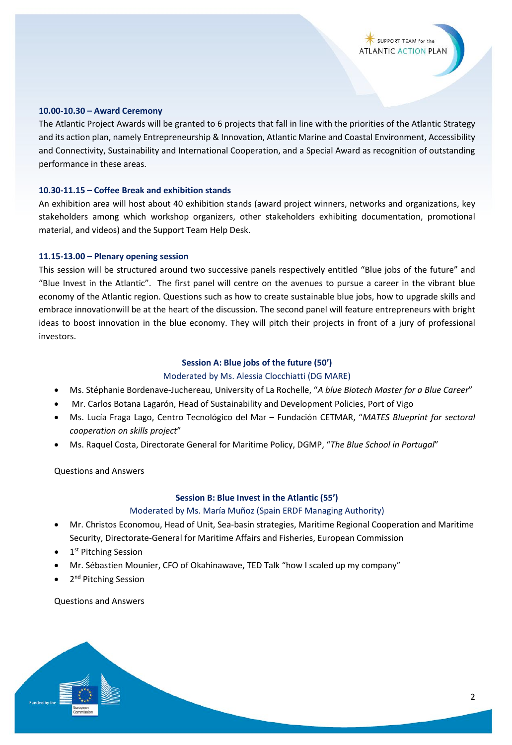**10.00-10.30 – Award Ceremony**

The Atlantic Project Awards will be granted to 6 projects that fall in line with the priorities of the Atlantic Strategy and its action plan, namely Entrepreneurship & Innovation, Atlantic Marine and Coastal Environment, Accessibility and Connectivity, Sustainability and International Cooperation, and a Special Award as recognition of outstanding performance in these areas.

**10.30-11.15 – Coffee Break and exhibition stands**

An exhibition area will host about 40 exhibition stands (award project winners, networks and organizations, key stakeholders among which workshop organizers, other stakeholders exhibiting documentation, promotional material, and videos) and the Support Team Help Desk.

**11.15-13.00 – Plenary opening session**

This session will be structured around two successive panels respectively entitled "Blue jobs of the future" and "Blue Invest in the Atlantic". The first panel will centre on the avenues to pursue a career in the vibrant blue economy of the Atlantic region. Questions such as how to create sustainable blue jobs, how to upgrade skills and embrace innovationwill be at the heart of the discussion. The second panel will feature entrepreneurs with bright ideas to boost innovation in the blue economy. They will pitch their projects in front of a jury of professional investors.

**Session A: Blue jobs of the future (50')**

Moderated by Ms. Alessia Clocchiatti (DG MARE)

- Ms. Stéphanie Bordenave-Juchereau, University of La Rochelle, "*A blue Biotech Master for a Blue Career*"
- Mr. Carlos Botana Lagarón, Head of Sustainability and Development Policies, Port of Vigo
- Ms. Lucía Fraga Lago, Centro Tecnológico del Mar – Fundación CETMAR, "*MATES Blueprint for sectoral cooperation on skills project*"
- Ms. Raquel Costa, Directorate General for Maritime Policy, DGMP, "*The Blue School in Portugal*"

Questions and Answers

**Session B: Blue Invest in the Atlantic (55')**

Moderated by Ms. María Muñoz (Spain ERDF Managing Authority)

- Mr. Christos Economou, Head of Unit, Sea-basin strategies, Maritime Regional Cooperation and Maritime Security, Directorate-General for Maritime Affairs and Fisheries, European Commission
- 1st Pitching Session
- Mr. Sébastien Mounier, CFO of Okahinawave, TED Talk "how I scaled up my company"
- 2nd Pitching Session

Questions and Answers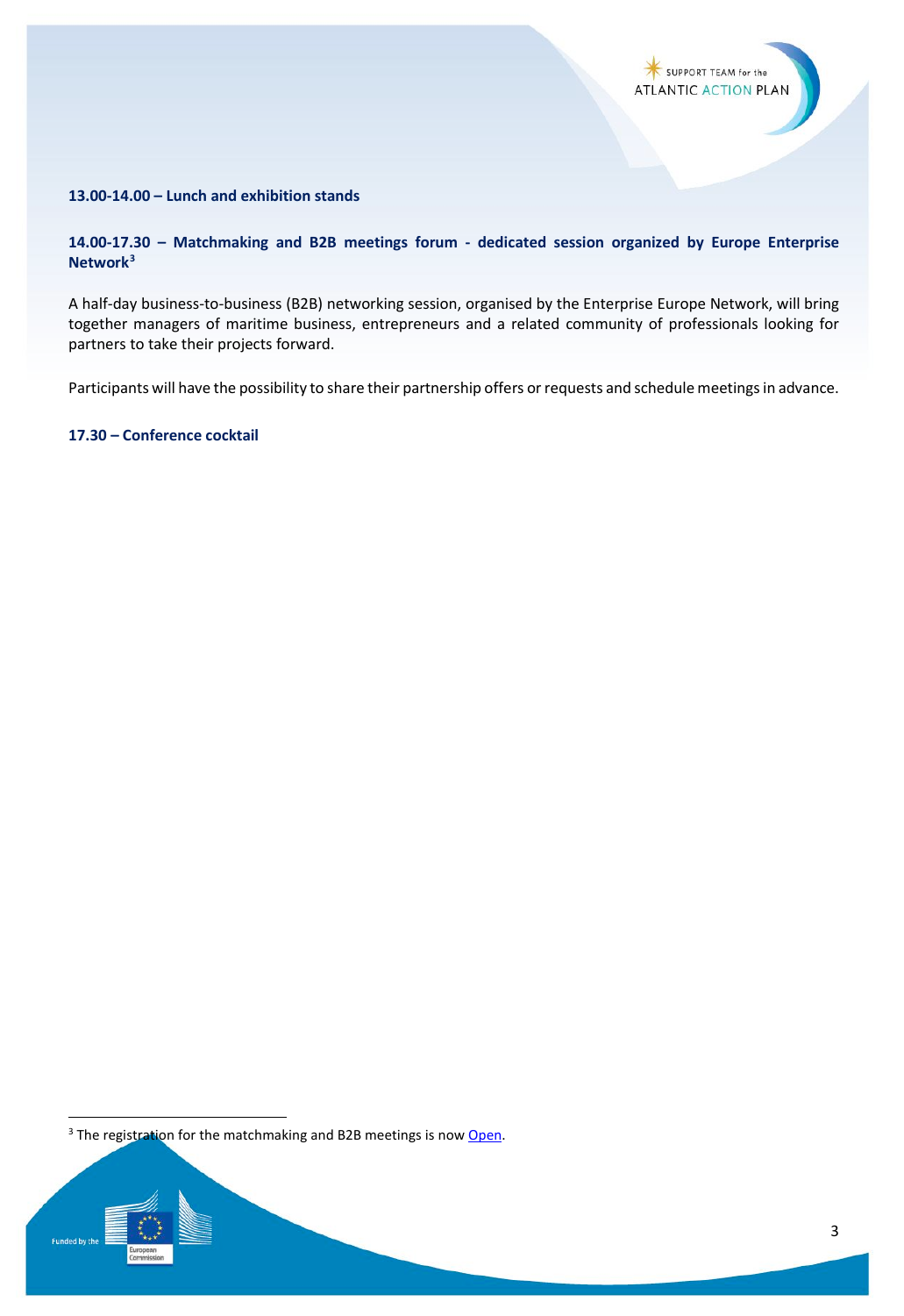**13.00-14.00 – Lunch and exhibition stands**

**14.00-17.30 – Matchmaking and B2B meetings forum - dedicated session organized by Europe Enterprise Network**[3]

A half-day business-to-business (B2B) networking session, organised by the Enterprise Europe Network, will bring together managers of maritime business, entrepreneurs and a related community of professionals looking for partners to take their projects forward.

Participants will have the possibility to share their partnership offers or requests and schedule meetings in advance.

**17.30 – Conference cocktail**

---

[3] The registration for the matchmaking and B2B meetings is now Open.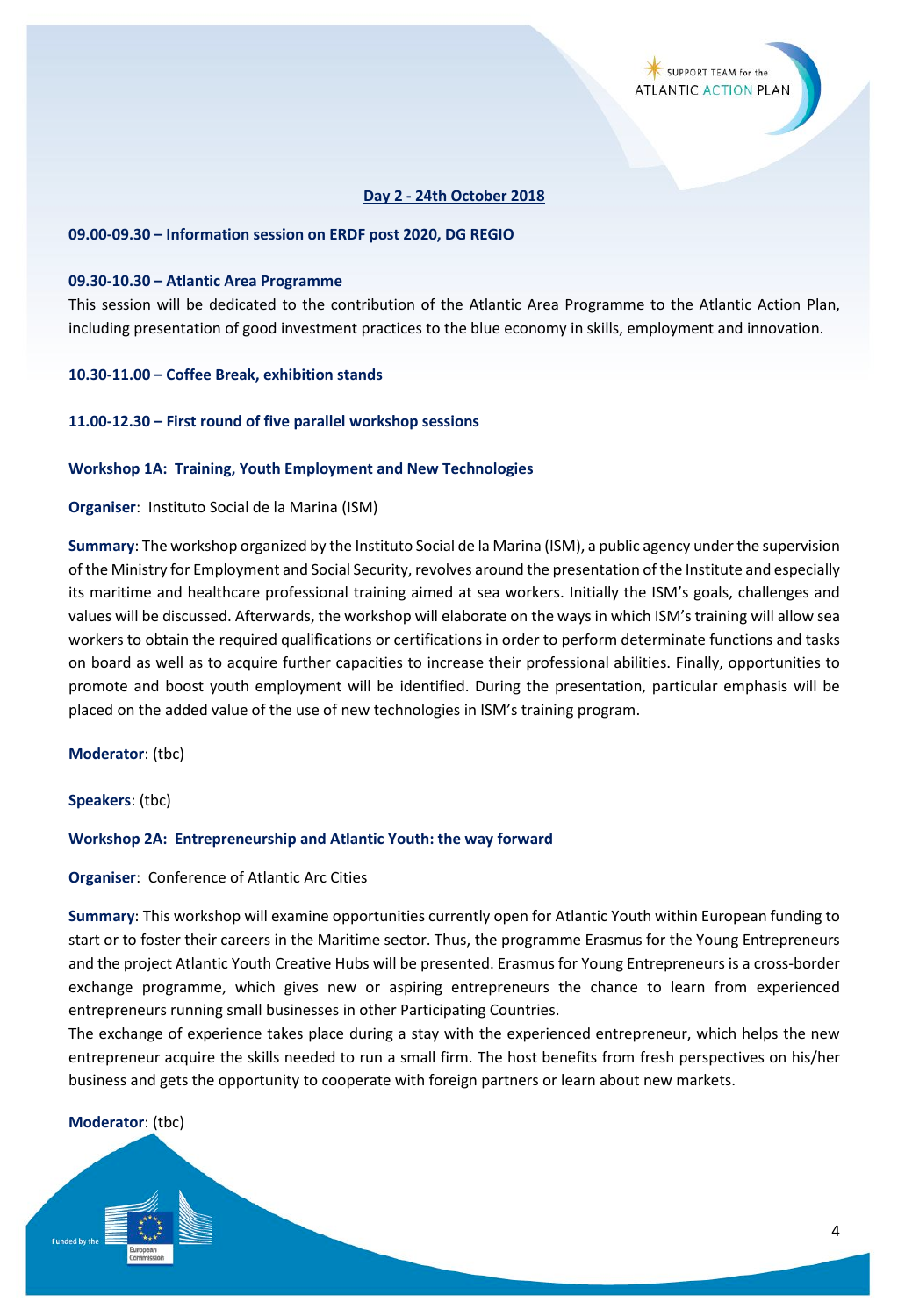## Day 2 - 24th October 2018

**09.00-09.30 – Information session on ERDF post 2020, DG REGIO**

**09.30-10.30 – Atlantic Area Programme**

This session will be dedicated to the contribution of the Atlantic Area Programme to the Atlantic Action Plan, including presentation of good investment practices to the blue economy in skills, employment and innovation.

**10.30-11.00 – Coffee Break, exhibition stands**

**11.00-12.30 – First round of five parallel workshop sessions**

**Workshop 1A: Training, Youth Employment and New Technologies**

**Organiser**: Instituto Social de la Marina (ISM)

**Summary**: The workshop organized by the Instituto Social de la Marina (ISM), a public agency under the supervision of the Ministry for Employment and Social Security, revolves around the presentation of the Institute and especially its maritime and healthcare professional training aimed at sea workers. Initially the ISM's goals, challenges and values will be discussed. Afterwards, the workshop will elaborate on the ways in which ISM's training will allow sea workers to obtain the required qualifications or certifications in order to perform determinate functions and tasks on board as well as to acquire further capacities to increase their professional abilities. Finally, opportunities to promote and boost youth employment will be identified. During the presentation, particular emphasis will be placed on the added value of the use of new technologies in ISM's training program.

**Moderator**: (tbc)

**Speakers**: (tbc)

**Workshop 2A: Entrepreneurship and Atlantic Youth: the way forward**

**Organiser**: Conference of Atlantic Arc Cities

**Summary**: This workshop will examine opportunities currently open for Atlantic Youth within European funding to start or to foster their careers in the Maritime sector. Thus, the programme Erasmus for the Young Entrepreneurs and the project Atlantic Youth Creative Hubs will be presented. Erasmus for Young Entrepreneurs is a cross-border exchange programme, which gives new or aspiring entrepreneurs the chance to learn from experienced entrepreneurs running small businesses in other Participating Countries.

The exchange of experience takes place during a stay with the experienced entrepreneur, which helps the new entrepreneur acquire the skills needed to run a small firm. The host benefits from fresh perspectives on his/her business and gets the opportunity to cooperate with foreign partners or learn about new markets.

**Moderator**: (tbc)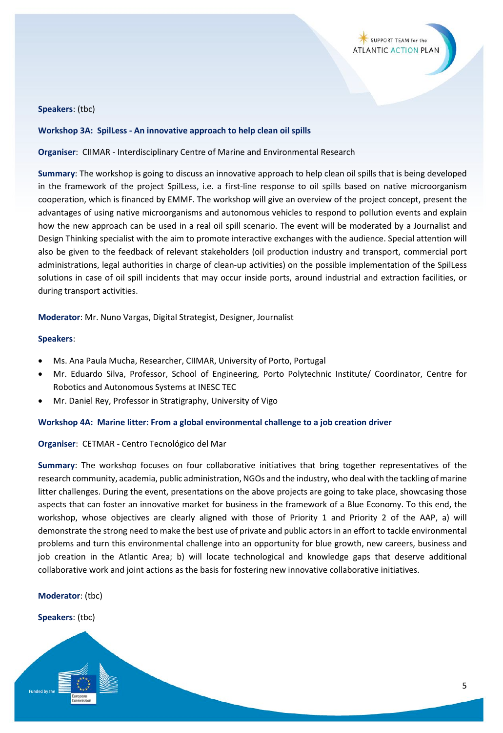**Speakers**: (tbc)

**Workshop 3A: SpilLess - An innovative approach to help clean oil spills**

**Organiser**: CIIMAR - Interdisciplinary Centre of Marine and Environmental Research

**Summary**: The workshop is going to discuss an innovative approach to help clean oil spills that is being developed in the framework of the project SpilLess, i.e. a first-line response to oil spills based on native microorganism cooperation, which is financed by EMMF. The workshop will give an overview of the project concept, present the advantages of using native microorganisms and autonomous vehicles to respond to pollution events and explain how the new approach can be used in a real oil spill scenario. The event will be moderated by a Journalist and Design Thinking specialist with the aim to promote interactive exchanges with the audience. Special attention will also be given to the feedback of relevant stakeholders (oil production industry and transport, commercial port administrations, legal authorities in charge of clean-up activities) on the possible implementation of the SpilLess solutions in case of oil spill incidents that may occur inside ports, around industrial and extraction facilities, or during transport activities.

**Moderator**: Mr. Nuno Vargas, Digital Strategist, Designer, Journalist

**Speakers**:

- Ms. Ana Paula Mucha, Researcher, CIIMAR, University of Porto, Portugal
- Mr. Eduardo Silva, Professor, School of Engineering, Porto Polytechnic Institute/ Coordinator, Centre for Robotics and Autonomous Systems at INESC TEC
- Mr. Daniel Rey, Professor in Stratigraphy, University of Vigo

**Workshop 4A: Marine litter: From a global environmental challenge to a job creation driver**

**Organiser**: CETMAR - Centro Tecnológico del Mar

**Summary**: The workshop focuses on four collaborative initiatives that bring together representatives of the research community, academia, public administration, NGOs and the industry, who deal with the tackling of marine litter challenges. During the event, presentations on the above projects are going to take place, showcasing those aspects that can foster an innovative market for business in the framework of a Blue Economy. To this end, the workshop, whose objectives are clearly aligned with those of Priority 1 and Priority 2 of the AAP, a) will demonstrate the strong need to make the best use of private and public actors in an effort to tackle environmental problems and turn this environmental challenge into an opportunity for blue growth, new careers, business and job creation in the Atlantic Area; b) will locate technological and knowledge gaps that deserve additional collaborative work and joint actions as the basis for fostering new innovative collaborative initiatives.

**Moderator**: (tbc)

**Speakers**: (tbc)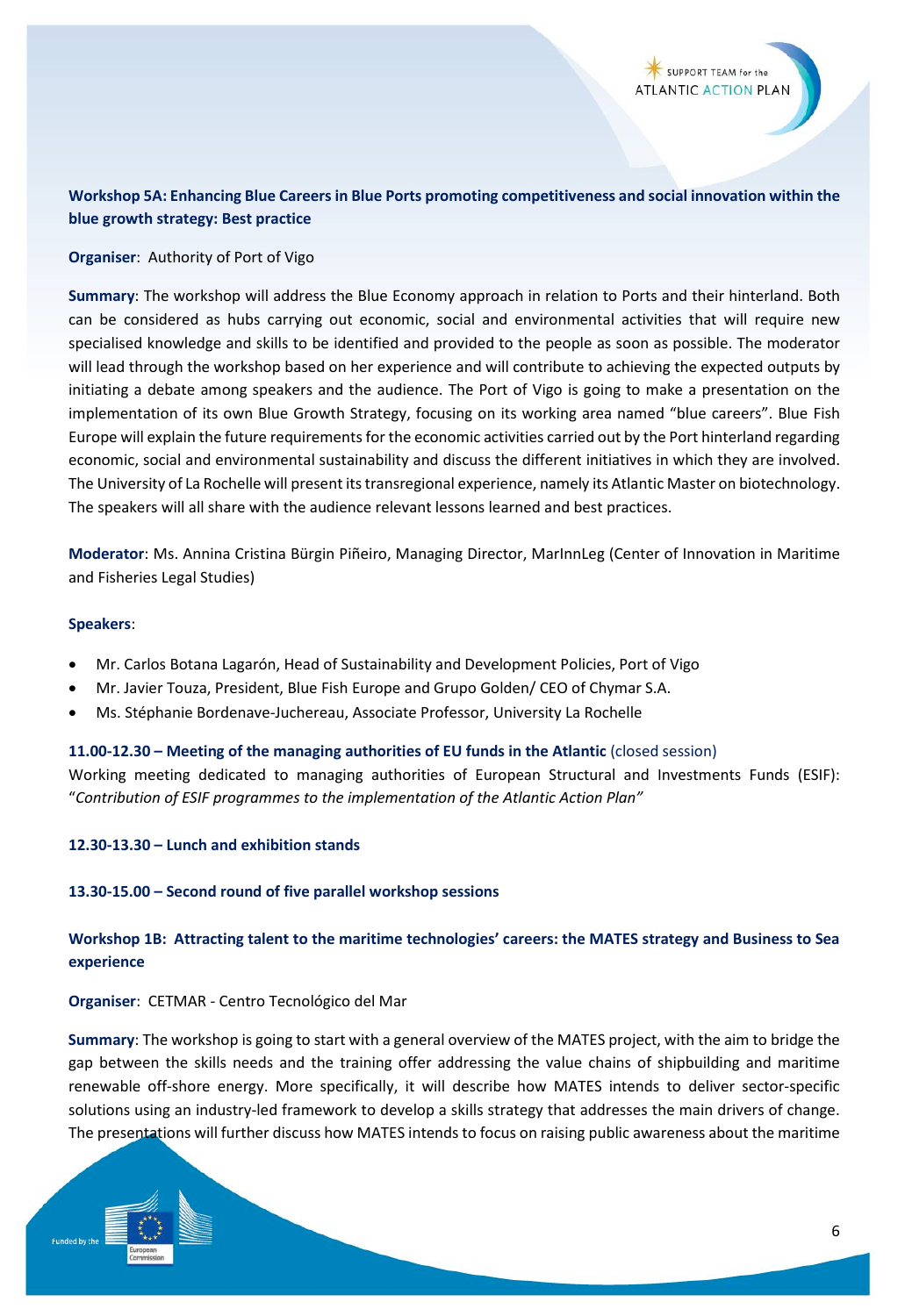### Workshop 5A: Enhancing Blue Careers in Blue Ports promoting competitiveness and social innovation within the blue growth strategy: Best practice

**Organiser**: Authority of Port of Vigo

**Summary**: The workshop will address the Blue Economy approach in relation to Ports and their hinterland. Both can be considered as hubs carrying out economic, social and environmental activities that will require new specialised knowledge and skills to be identified and provided to the people as soon as possible. The moderator will lead through the workshop based on her experience and will contribute to achieving the expected outputs by initiating a debate among speakers and the audience. The Port of Vigo is going to make a presentation on the implementation of its own Blue Growth Strategy, focusing on its working area named "blue careers". Blue Fish Europe will explain the future requirements for the economic activities carried out by the Port hinterland regarding economic, social and environmental sustainability and discuss the different initiatives in which they are involved. The University of La Rochelle will present its transregional experience, namely its Atlantic Master on biotechnology. The speakers will all share with the audience relevant lessons learned and best practices.

**Moderator**: Ms. Annina Cristina Bürgin Piñeiro, Managing Director, MarInnLeg (Center of Innovation in Maritime and Fisheries Legal Studies)

**Speakers**:

- Mr. Carlos Botana Lagarón, Head of Sustainability and Development Policies, Port of Vigo
- Mr. Javier Touza, President, Blue Fish Europe and Grupo Golden/ CEO of Chymar S.A.
- Ms. Stéphanie Bordenave-Juchereau, Associate Professor, University La Rochelle

**11.00-12.30 – Meeting of the managing authorities of EU funds in the Atlantic** (closed session)

Working meeting dedicated to managing authorities of European Structural and Investments Funds (ESIF): "*Contribution of ESIF programmes to the implementation of the Atlantic Action Plan"*

**12.30-13.30 – Lunch and exhibition stands**

**13.30-15.00 – Second round of five parallel workshop sessions**

### Workshop 1B: Attracting talent to the maritime technologies' careers: the MATES strategy and Business to Sea experience

**Organiser**: CETMAR - Centro Tecnológico del Mar

**Summary**: The workshop is going to start with a general overview of the MATES project, with the aim to bridge the gap between the skills needs and the training offer addressing the value chains of shipbuilding and maritime renewable off-shore energy. More specifically, it will describe how MATES intends to deliver sector-specific solutions using an industry-led framework to develop a skills strategy that addresses the main drivers of change. The presentations will further discuss how MATES intends to focus on raising public awareness about the maritime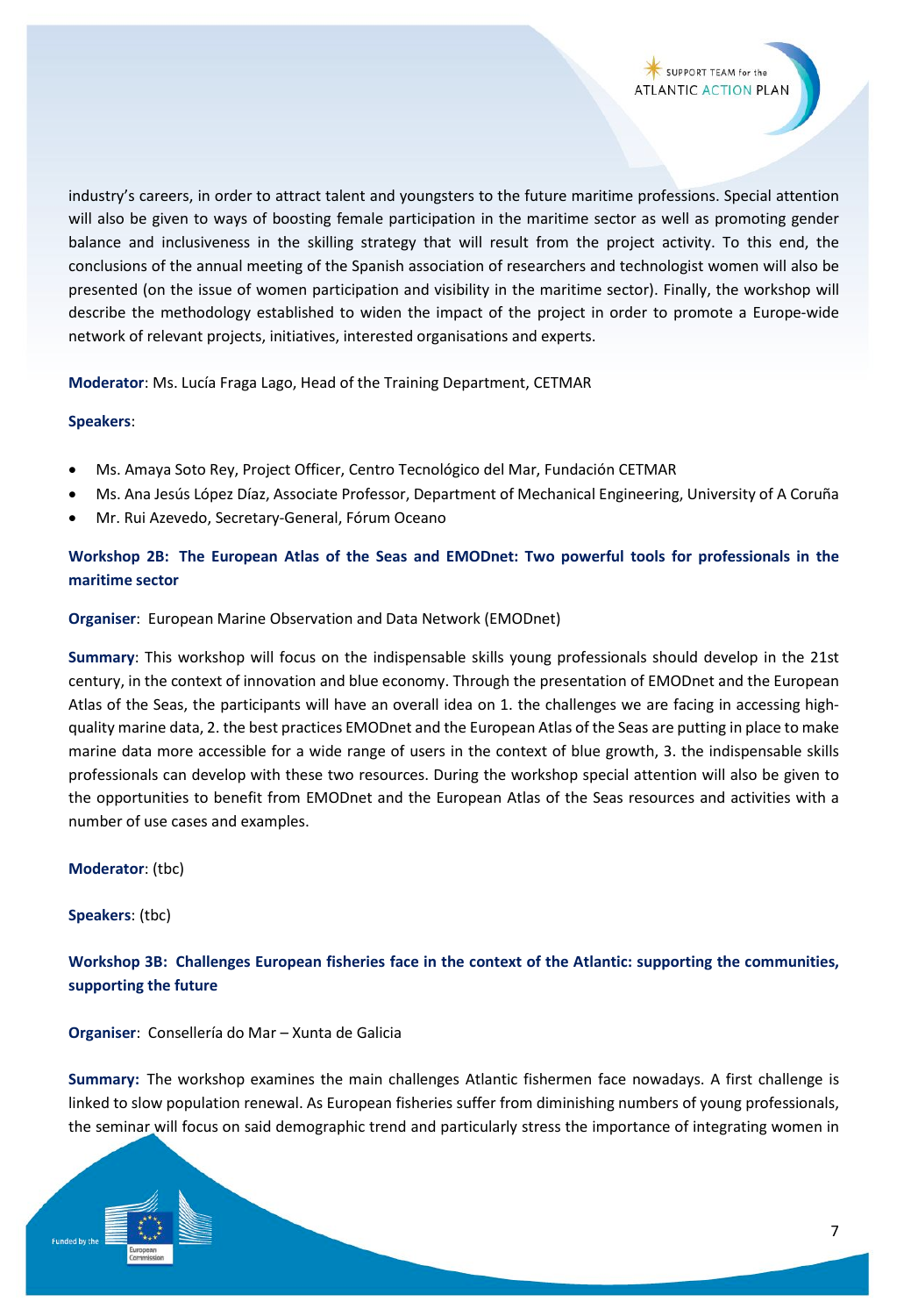industry's careers, in order to attract talent and youngsters to the future maritime professions. Special attention will also be given to ways of boosting female participation in the maritime sector as well as promoting gender balance and inclusiveness in the skilling strategy that will result from the project activity. To this end, the conclusions of the annual meeting of the Spanish association of researchers and technologist women will also be presented (on the issue of women participation and visibility in the maritime sector). Finally, the workshop will describe the methodology established to widen the impact of the project in order to promote a Europe-wide network of relevant projects, initiatives, interested organisations and experts.

**Moderator**: Ms. Lucía Fraga Lago, Head of the Training Department, CETMAR

**Speakers**:

- Ms. Amaya Soto Rey, Project Officer, Centro Tecnológico del Mar, Fundación CETMAR
- Ms. Ana Jesús López Díaz, Associate Professor, Department of Mechanical Engineering, University of A Coruña
- Mr. Rui Azevedo, Secretary-General, Fórum Oceano

### Workshop 2B: The European Atlas of the Seas and EMODnet: Two powerful tools for professionals in the maritime sector

**Organiser**: European Marine Observation and Data Network (EMODnet)

**Summary**: This workshop will focus on the indispensable skills young professionals should develop in the 21st century, in the context of innovation and blue economy. Through the presentation of EMODnet and the European Atlas of the Seas, the participants will have an overall idea on 1. the challenges we are facing in accessing high-quality marine data, 2. the best practices EMODnet and the European Atlas of the Seas are putting in place to make marine data more accessible for a wide range of users in the context of blue growth, 3. the indispensable skills professionals can develop with these two resources. During the workshop special attention will also be given to the opportunities to benefit from EMODnet and the European Atlas of the Seas resources and activities with a number of use cases and examples.

**Moderator**: (tbc)

**Speakers**: (tbc)

### Workshop 3B: Challenges European fisheries face in the context of the Atlantic: supporting the communities, supporting the future

**Organiser**: Consellería do Mar – Xunta de Galicia

**Summary:** The workshop examines the main challenges Atlantic fishermen face nowadays. A first challenge is linked to slow population renewal. As European fisheries suffer from diminishing numbers of young professionals, the seminar will focus on said demographic trend and particularly stress the importance of integrating women in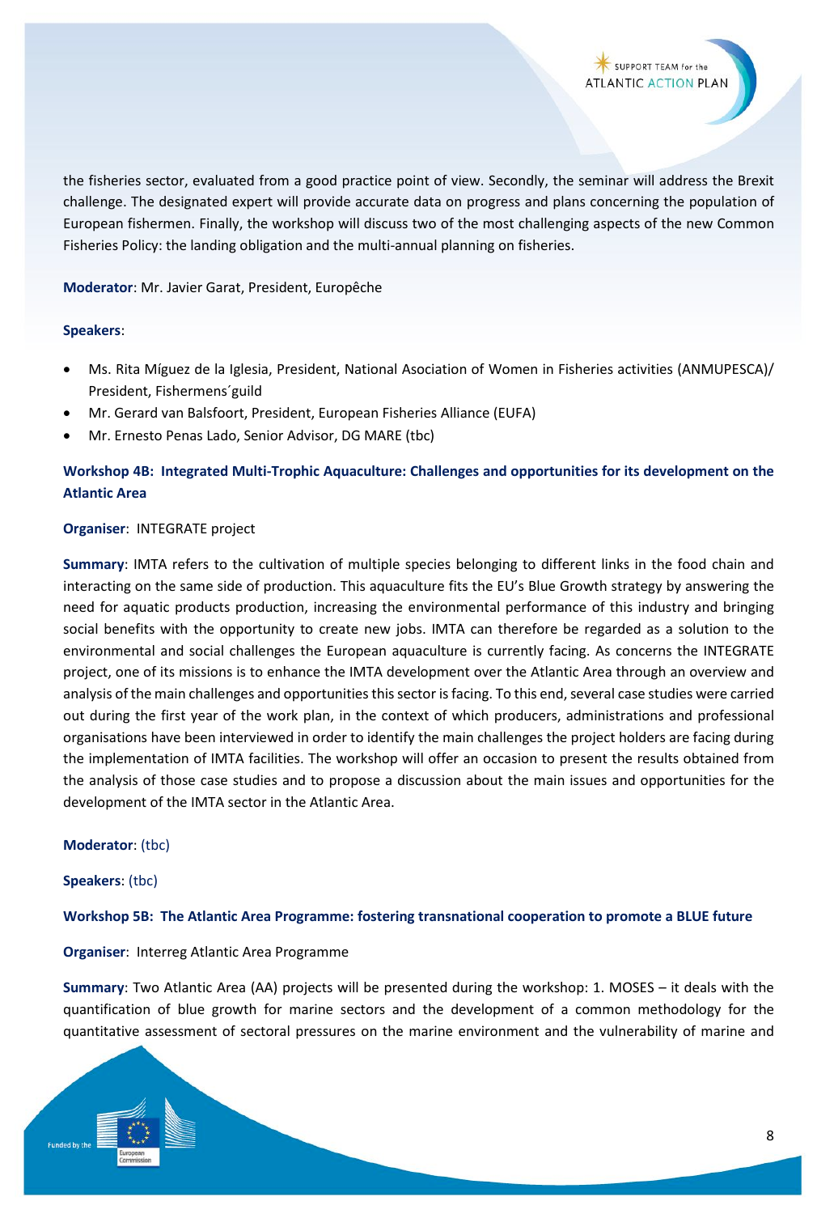the fisheries sector, evaluated from a good practice point of view. Secondly, the seminar will address the Brexit challenge. The designated expert will provide accurate data on progress and plans concerning the population of European fishermen. Finally, the workshop will discuss two of the most challenging aspects of the new Common Fisheries Policy: the landing obligation and the multi-annual planning on fisheries.

**Moderator**: Mr. Javier Garat, President, Europêche

**Speakers**:

- Ms. Rita Míguez de la Iglesia, President, National Asociation of Women in Fisheries activities (ANMUPESCA)/ President, Fishermens´guild
- Mr. Gerard van Balsfoort, President, European Fisheries Alliance (EUFA)
- Mr. Ernesto Penas Lado, Senior Advisor, DG MARE (tbc)

### Workshop 4B: Integrated Multi-Trophic Aquaculture: Challenges and opportunities for its development on the Atlantic Area

**Organiser**: INTEGRATE project

**Summary**: IMTA refers to the cultivation of multiple species belonging to different links in the food chain and interacting on the same side of production. This aquaculture fits the EU's Blue Growth strategy by answering the need for aquatic products production, increasing the environmental performance of this industry and bringing social benefits with the opportunity to create new jobs. IMTA can therefore be regarded as a solution to the environmental and social challenges the European aquaculture is currently facing. As concerns the INTEGRATE project, one of its missions is to enhance the IMTA development over the Atlantic Area through an overview and analysis of the main challenges and opportunities this sector is facing. To this end, several case studies were carried out during the first year of the work plan, in the context of which producers, administrations and professional organisations have been interviewed in order to identify the main challenges the project holders are facing during the implementation of IMTA facilities. The workshop will offer an occasion to present the results obtained from the analysis of those case studies and to propose a discussion about the main issues and opportunities for the development of the IMTA sector in the Atlantic Area.

**Moderator**: (tbc)

**Speakers**: (tbc)

### Workshop 5B: The Atlantic Area Programme: fostering transnational cooperation to promote a BLUE future

**Organiser**: Interreg Atlantic Area Programme

**Summary**: Two Atlantic Area (AA) projects will be presented during the workshop: 1. MOSES – it deals with the quantification of blue growth for marine sectors and the development of a common methodology for the quantitative assessment of sectoral pressures on the marine environment and the vulnerability of marine and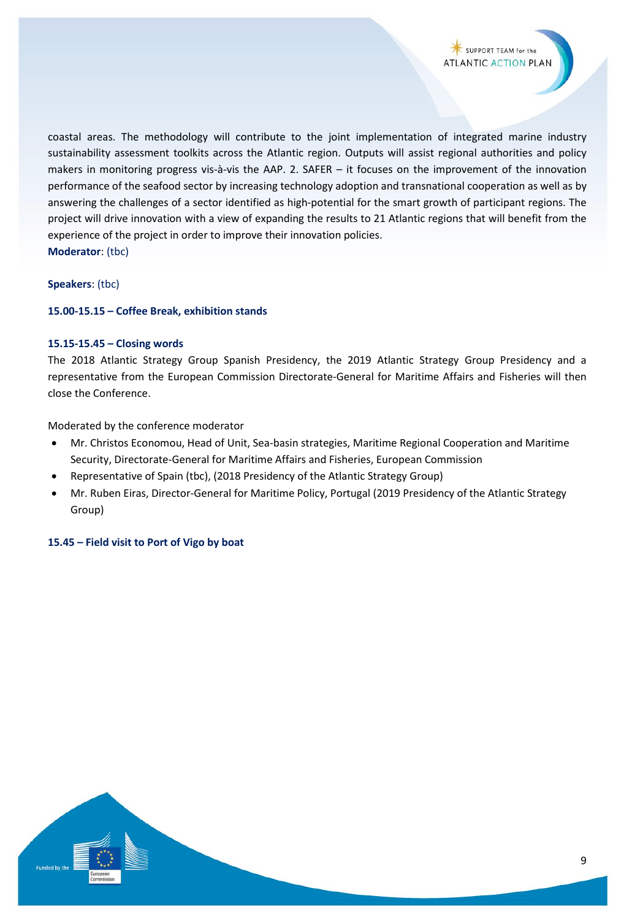coastal areas. The methodology will contribute to the joint implementation of integrated marine industry sustainability assessment toolkits across the Atlantic region. Outputs will assist regional authorities and policy makers in monitoring progress vis-à-vis the AAP. 2. SAFER – it focuses on the improvement of the innovation performance of the seafood sector by increasing technology adoption and transnational cooperation as well as by answering the challenges of a sector identified as high-potential for the smart growth of participant regions. The project will drive innovation with a view of expanding the results to 21 Atlantic regions that will benefit from the experience of the project in order to improve their innovation policies.

**Moderator**: (tbc)

**Speakers**: (tbc)

**15.00-15.15 – Coffee Break, exhibition stands**

**15.15-15.45 – Closing words**

The 2018 Atlantic Strategy Group Spanish Presidency, the 2019 Atlantic Strategy Group Presidency and a representative from the European Commission Directorate-General for Maritime Affairs and Fisheries will then close the Conference.

Moderated by the conference moderator

- Mr. Christos Economou, Head of Unit, Sea-basin strategies, Maritime Regional Cooperation and Maritime Security, Directorate-General for Maritime Affairs and Fisheries, European Commission
- Representative of Spain (tbc), (2018 Presidency of the Atlantic Strategy Group)
- Mr. Ruben Eiras, Director-General for Maritime Policy, Portugal (2019 Presidency of the Atlantic Strategy Group)

**15.45 – Field visit to Port of Vigo by boat**